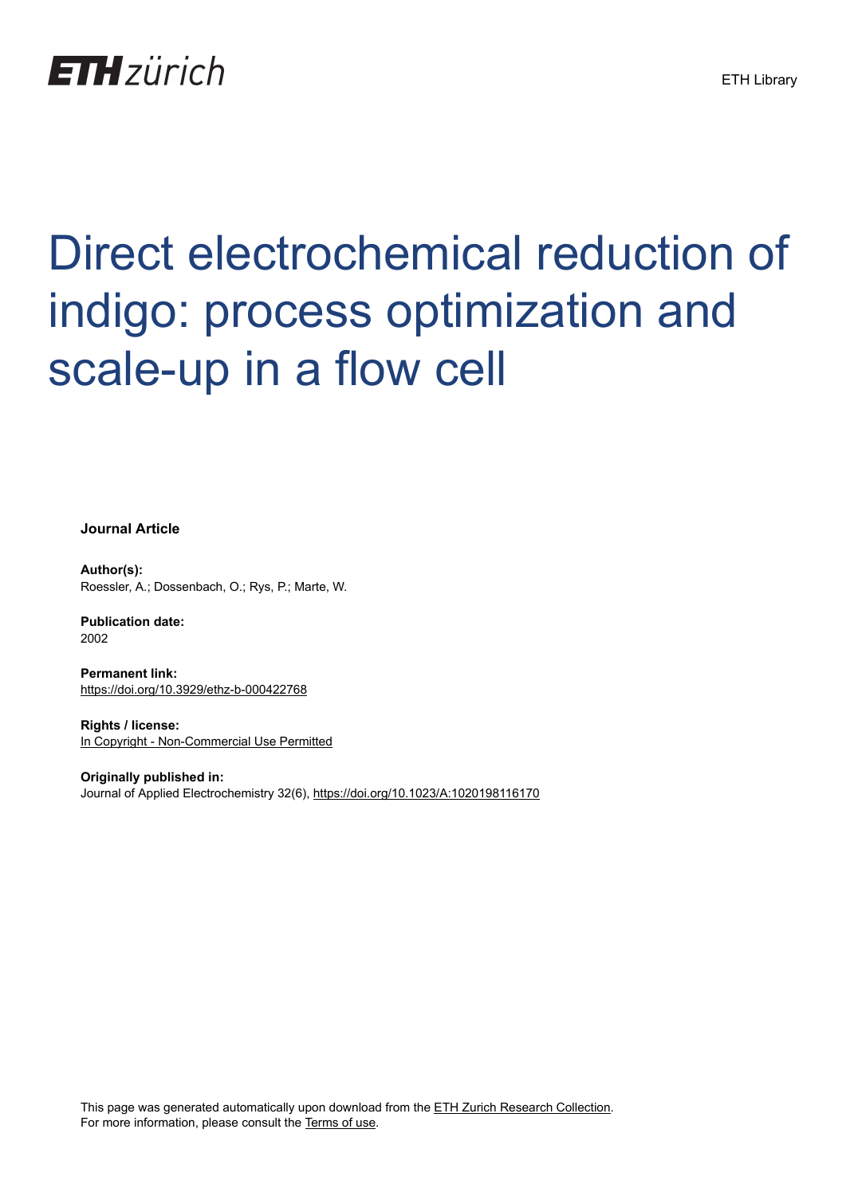ETH zürich

ETH Library

# Direct electrochemical reduction of indigo: process optimization and scale-up in a flow cell

**Journal Article**

**Author(s):**
Roessler, A.; Dossenbach, O.; Rys, P.; Marte, W.

**Publication date:**
2002

**Permanent link:**
https://doi.org/10.3929/ethz-b-000422768

**Rights / license:**
In Copyright - Non-Commercial Use Permitted

**Originally published in:**
Journal of Applied Electrochemistry 32(6), https://doi.org/10.1023/A:1020198116170

This page was generated automatically upon download from the ETH Zurich Research Collection.
For more information, please consult the Terms of use.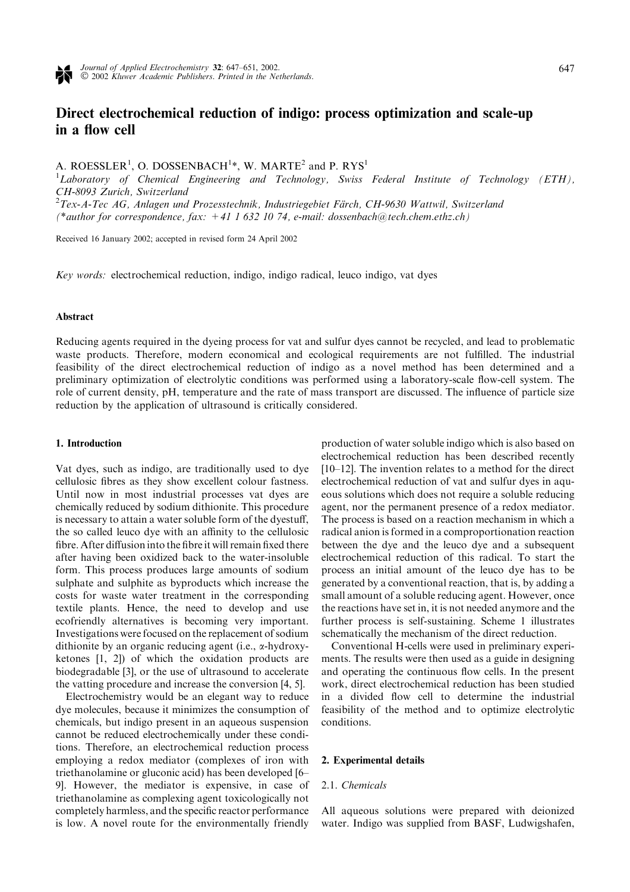# Direct electrochemical reduction of indigo: process optimization and scale-up in a flow cell

A. ROESSLER[1], O. DOSSENBACH[1]*, W. MARTE[2] and P. RYS[1]

[1]*Laboratory of Chemical Engineering and Technology, Swiss Federal Institute of Technology (ETH), CH-8093 Zurich, Switzerland*

[2]*Tex-A-Tec AG, Anlagen und Prozesstechnik, Industriegebiet Färch, CH-9630 Wattwil, Switzerland*

(*author for correspondence, fax: +41 1 632 10 74, e-mail: dossenbach@tech.chem.ethz.ch)

Received 16 January 2002; accepted in revised form 24 April 2002

*Key words:* electrochemical reduction, indigo, indigo radical, leuco indigo, vat dyes

## Abstract

Reducing agents required in the dyeing process for vat and sulfur dyes cannot be recycled, and lead to problematic waste products. Therefore, modern economical and ecological requirements are not fulfilled. The industrial feasibility of the direct electrochemical reduction of indigo as a novel method has been determined and a preliminary optimization of electrolytic conditions was performed using a laboratory-scale flow-cell system. The role of current density, pH, temperature and the rate of mass transport are discussed. The influence of particle size reduction by the application of ultrasound is critically considered.

## 1. Introduction

Vat dyes, such as indigo, are traditionally used to dye cellulosic fibres as they show excellent colour fastness. Until now in most industrial processes vat dyes are chemically reduced by sodium dithionite. This procedure is necessary to attain a water soluble form of the dyestuff, the so called leuco dye with an affinity to the cellulosic fibre. After diffusion into the fibre it will remain fixed there after having been oxidized back to the water-insoluble form. This process produces large amounts of sodium sulphate and sulphite as byproducts which increase the costs for waste water treatment in the corresponding textile plants. Hence, the need to develop and use ecofriendly alternatives is becoming very important. Investigations were focused on the replacement of sodium dithionite by an organic reducing agent (i.e., $\alpha$-hydroxyketones [1, 2]) of which the oxidation products are biodegradable [3], or the use of ultrasound to accelerate the vatting procedure and increase the conversion [4, 5].

Electrochemistry would be an elegant way to reduce dye molecules, because it minimizes the consumption of chemicals, but indigo present in an aqueous suspension cannot be reduced electrochemically under these conditions. Therefore, an electrochemical reduction process employing a redox mediator (complexes of iron with triethanolamine or gluconic acid) has been developed [6–9]. However, the mediator is expensive, in case of triethanolamine as complexing agent toxicologically not completely harmless, and the specific reactor performance is low. A novel route for the environmentally friendly production of water soluble indigo which is also based on electrochemical reduction has been described recently [10–12]. The invention relates to a method for the direct electrochemical reduction of vat and sulfur dyes in aqueous solutions which does not require a soluble reducing agent, nor the permanent presence of a redox mediator. The process is based on a reaction mechanism in which a radical anion is formed in a comproportionation reaction between the dye and the leuco dye and a subsequent electrochemical reduction of this radical. To start the process an initial amount of the leuco dye has to be generated by a conventional reaction, that is, by adding a small amount of a soluble reducing agent. However, once the reactions have set in, it is not needed anymore and the further process is self-sustaining. Scheme 1 illustrates schematically the mechanism of the direct reduction.

Conventional H-cells were used in preliminary experiments. The results were then used as a guide in designing and operating the continuous flow cells. In the present work, direct electrochemical reduction has been studied in a divided flow cell to determine the industrial feasibility of the method and to optimize electrolytic conditions.

## 2. Experimental details

### 2.1. *Chemicals*

All aqueous solutions were prepared with deionized water. Indigo was supplied from BASF, Ludwigshafen,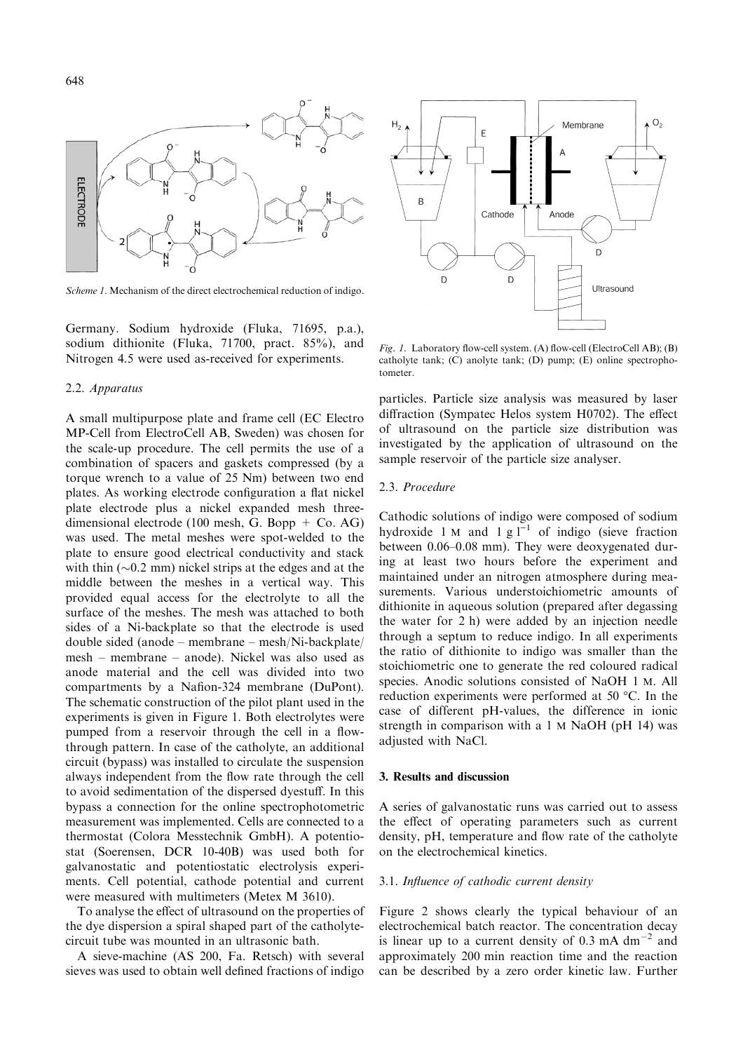Scheme 1. Mechanism of the direct electrochemical reduction of indigo.

Germany. Sodium hydroxide (Fluka, 71695, p.a.), sodium dithionite (Fluka, 71700, pract. 85%), and Nitrogen 4.5 were used as-received for experiments.

### 2.2. Apparatus

A small multipurpose plate and frame cell (EC Electro MP-Cell from ElectroCell AB, Sweden) was chosen for the scale-up procedure. The cell permits the use of a combination of spacers and gaskets compressed (by a torque wrench to a value of 25 Nm) between two end plates. As working electrode configuration a flat nickel plate electrode plus a nickel expanded mesh three-dimensional electrode (100 mesh, G. Bopp + Co. AG) was used. The metal meshes were spot-welded to the plate to ensure good electrical conductivity and stack with thin (~0.2 mm) nickel strips at the edges and at the middle between the meshes in a vertical way. This provided equal access for the electrolyte to all the surface of the meshes. The mesh was attached to both sides of a Ni-backplate so that the electrode is used double sided (anode – membrane – mesh/Ni-backplate/mesh – membrane – anode). Nickel was also used as anode material and the cell was divided into two compartments by a Nafion-324 membrane (DuPont). The schematic construction of the pilot plant used in the experiments is given in Figure 1. Both electrolytes were pumped from a reservoir through the cell in a flow-through pattern. In case of the catholyte, an additional circuit (bypass) was installed to circulate the suspension always independent from the flow rate through the cell to avoid sedimentation of the dispersed dyestuff. In this bypass a connection for the online spectrophotometric measurement was implemented. Cells are connected to a thermostat (Colora Messtechnik GmbH). A potentiostat (Soerensen, DCR 10-40B) was used both for galvanostatic and potentiostatic electrolysis experiments. Cell potential, cathode potential and current were measured with multimeters (Metex M 3610).

To analyse the effect of ultrasound on the properties of the dye dispersion a spiral shaped part of the catholyte-circuit tube was mounted in an ultrasonic bath.

A sieve-machine (AS 200, Fa. Retsch) with several sieves was used to obtain well defined fractions of indigo particles. Particle size analysis was measured by laser diffraction (Sympatec Helos system H0702). The effect of ultrasound on the particle size distribution was investigated by the application of ultrasound on the sample reservoir of the particle size analyser.

Fig. 1. Laboratory flow-cell system. (A) flow-cell (ElectroCell AB); (B) catholyte tank; (C) anolyte tank; (D) pump; (E) online spectrophotometer.

### 2.3. Procedure

Cathodic solutions of indigo were composed of sodium hydroxide 1 M and 1 g $l^{-1}$ of indigo (sieve fraction between 0.06–0.08 mm). They were deoxygenated during at least two hours before the experiment and maintained under an nitrogen atmosphere during measurements. Various understoichiometric amounts of dithionite in aqueous solution (prepared after degassing the water for 2 h) were added by an injection needle through a septum to reduce indigo. In all experiments the ratio of dithionite to indigo was smaller than the stoichiometric one to generate the red coloured radical species. Anodic solutions consisted of NaOH 1 M. All reduction experiments were performed at 50 °C. In the case of different pH-values, the difference in ionic strength in comparison with a 1 M NaOH (pH 14) was adjusted with NaCl.

## 3. Results and discussion

A series of galvanostatic runs was carried out to assess the effect of operating parameters such as current density, pH, temperature and flow rate of the catholyte on the electrochemical kinetics.

### 3.1. Influence of cathodic current density

Figure 2 shows clearly the typical behaviour of an electrochemical batch reactor. The concentration decay is linear up to a current density of 0.3 mA $dm^{-2}$ and approximately 200 min reaction time and the reaction can be described by a zero order kinetic law. Further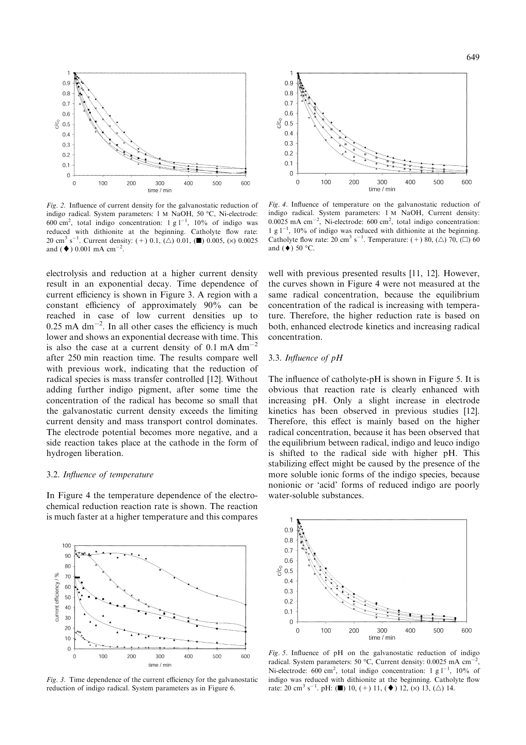Fig. 2. Influence of current density for the galvanostatic reduction of indigo radical. System parameters: 1 M NaOH, 50 °C, Ni-electrode: 600 $cm^2$, total indigo concentration: 1 g $l^{-1}$, 10% of indigo was reduced with dithionite at the beginning. Catholyte flow rate: 20 $cm^3$ $s^{-1}$. Current density: (+) 0.1, (△) 0.01, (■) 0.005, (×) 0.0025 and (◆) 0.001 mA $cm^{-2}$.

Fig. 4. Influence of temperature on the galvanostatic reduction of indigo radical. System parameters: 1 M NaOH, Current density: 0.0025 mA $cm^{-2}$, Ni-electrode: 600 $cm^2$, total indigo concentration: 1 g $l^{-1}$, 10% of indigo was reduced with dithionite at the beginning. Catholyte flow rate: 20 $cm^3$ $s^{-1}$. Temperature: (+) 80, (△) 70, (□) 60 and (◆) 50 °C.

electrolysis and reduction at a higher current density result in an exponential decay. Time dependence of current efficiency is shown in Figure 3. A region with a constant efficiency of approximately 90% can be reached in case of low current densities up to 0.25 mA $dm^{-2}$. In all other cases the efficiency is much lower and shows an exponential decrease with time. This is also the case at a current density of 0.1 mA $dm^{-2}$ after 250 min reaction time. The results compare well with previous work, indicating that the reduction of radical species is mass transfer controlled [12]. Without adding further indigo pigment, after some time the concentration of the radical has become so small that the galvanostatic current density exceeds the limiting current density and mass transport control dominates. The electrode potential becomes more negative, and a side reaction takes place at the cathode in the form of hydrogen liberation.

### 3.2. *Influence of temperature*

In Figure 4 the temperature dependence of the electrochemical reduction reaction rate is shown. The reaction is much faster at a higher temperature and this compares well with previous presented results [11, 12]. However, the curves shown in Figure 4 were not measured at the same radical concentration, because the equilibrium concentration of the radical is increasing with temperature. Therefore, the higher reduction rate is based on both, enhanced electrode kinetics and increasing radical concentration.

### 3.3. *Influence of pH*

The influence of catholyte-pH is shown in Figure 5. It is obvious that reaction rate is clearly enhanced with increasing pH. Only a slight increase in electrode kinetics has been observed in previous studies [12]. Therefore, this effect is mainly based on the higher radical concentration, because it has been observed that the equilibrium between radical, indigo and leuco indigo is shifted to the radical side with higher pH. This stabilizing effect might be caused by the presence of the more soluble ionic forms of the indigo species, because nonionic or 'acid' forms of reduced indigo are poorly water-soluble substances.

Fig. 3. Time dependence of the current efficiency for the galvanostatic reduction of indigo radical. System parameters as in Figure 6.

Fig. 5. Influence of pH on the galvanostatic reduction of indigo radical. System parameters: 50 °C, Current density: 0.0025 mA $cm^{-2}$, Ni-electrode: 600 $cm^2$, total indigo concentration: 1 g $l^{-1}$, 10% of indigo was reduced with dithionite at the beginning. Catholyte flow rate: 20 $cm^3$ $s^{-1}$. pH: (■) 10, (+) 11, (◆) 12, (×) 13, (△) 14.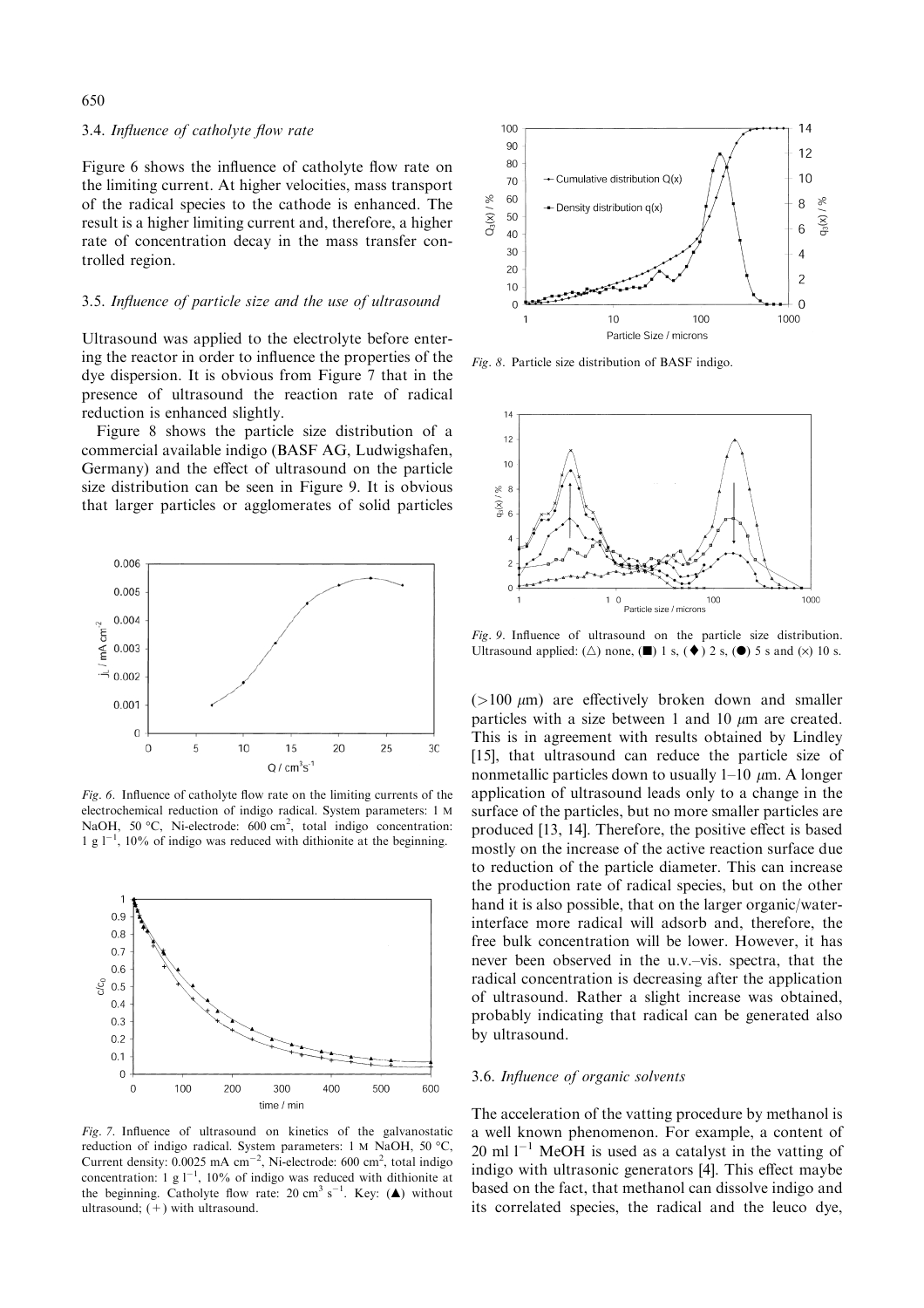### 3.4. *Influence of catholyte flow rate*

Figure 6 shows the influence of catholyte flow rate on the limiting current. At higher velocities, mass transport of the radical species to the cathode is enhanced. The result is a higher limiting current and, therefore, a higher rate of concentration decay in the mass transfer controlled region.

### 3.5. *Influence of particle size and the use of ultrasound*

Ultrasound was applied to the electrolyte before entering the reactor in order to influence the properties of the dye dispersion. It is obvious from Figure 7 that in the presence of ultrasound the reaction rate of radical reduction is enhanced slightly.

Figure 8 shows the particle size distribution of a commercial available indigo (BASF AG, Ludwigshafen, Germany) and the effect of ultrasound on the particle size distribution can be seen in Figure 9. It is obvious that larger particles or agglomerates of solid particles (>100 $\mu$m) are effectively broken down and smaller particles with a size between 1 and 10 $\mu$m are created. This is in agreement with results obtained by Lindley [15], that ultrasound can reduce the particle size of nonmetallic particles down to usually 1–10 $\mu$m. A longer application of ultrasound leads only to a change in the surface of the particles, but no more smaller particles are produced [13, 14]. Therefore, the positive effect is based mostly on the increase of the active reaction surface due to reduction of the particle diameter. This can increase the production rate of radical species, but on the other hand it is also possible, that on the larger organic/water-interface more radical will adsorb and, therefore, the free bulk concentration will be lower. However, it has never been observed in the u.v.–vis. spectra, that the radical concentration is decreasing after the application of ultrasound. Rather a slight increase was obtained, probably indicating that radical can be generated also by ultrasound.

*Fig. 6.* Influence of catholyte flow rate on the limiting currents of the electrochemical reduction of indigo radical. System parameters: 1 M NaOH, 50 °C, Ni-electrode: 600 $cm^2$, total indigo concentration: 1 g $l^{-1}$, 10% of indigo was reduced with dithionite at the beginning.

*Fig. 7.* Influence of ultrasound on kinetics of the galvanostatic reduction of indigo radical. System parameters: 1 M NaOH, 50 °C, Current density: 0.0025 mA $cm^{-2}$, Ni-electrode: 600 $cm^2$, total indigo concentration: 1 g $l^{-1}$, 10% of indigo was reduced with dithionite at the beginning. Catholyte flow rate: 20 $cm^3$ $s^{-1}$. Key: (▲) without ultrasound; (+) with ultrasound.

*Fig. 8.* Particle size distribution of BASF indigo.

*Fig. 9.* Influence of ultrasound on the particle size distribution. Ultrasound applied: (△) none, (■) 1 s, (♦) 2 s, (●) 5 s and (×) 10 s.

### 3.6. *Influence of organic solvents*

The acceleration of the vatting procedure by methanol is a well known phenomenon. For example, a content of 20 ml $l^{-1}$ MeOH is used as a catalyst in the vatting of indigo with ultrasonic generators [4]. This effect maybe based on the fact, that methanol can dissolve indigo and its correlated species, the radical and the leuco dye,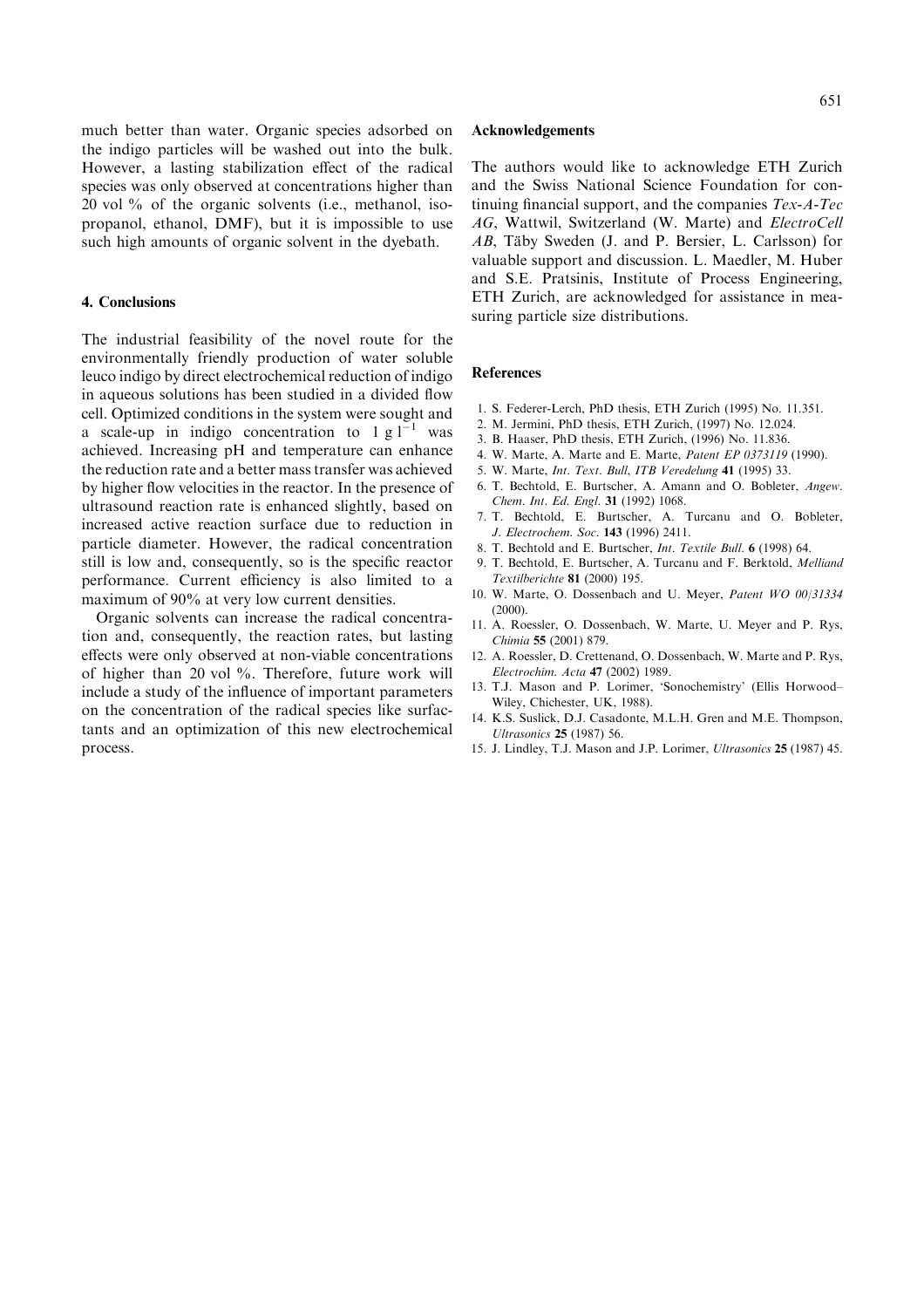much better than water. Organic species adsorbed on the indigo particles will be washed out into the bulk. However, a lasting stabilization effect of the radical species was only observed at concentrations higher than 20 vol % of the organic solvents (i.e., methanol, isopropanol, ethanol, DMF), but it is impossible to use such high amounts of organic solvent in the dyebath.

## 4. Conclusions

The industrial feasibility of the novel route for the environmentally friendly production of water soluble leuco indigo by direct electrochemical reduction of indigo in aqueous solutions has been studied in a divided flow cell. Optimized conditions in the system were sought and a scale-up in indigo concentration to $1\ g\ l^{-1}$ was achieved. Increasing pH and temperature can enhance the reduction rate and a better mass transfer was achieved by higher flow velocities in the reactor. In the presence of ultrasound reaction rate is enhanced slightly, based on increased active reaction surface due to reduction in particle diameter. However, the radical concentration still is low and, consequently, so is the specific reactor performance. Current efficiency is also limited to a maximum of 90% at very low current densities.

Organic solvents can increase the radical concentration and, consequently, the reaction rates, but lasting effects were only observed at non-viable concentrations of higher than 20 vol %. Therefore, future work will include a study of the influence of important parameters on the concentration of the radical species like surfactants and an optimization of this new electrochemical process.

## Acknowledgements

The authors would like to acknowledge ETH Zurich and the Swiss National Science Foundation for continuing financial support, and the companies *Tex-A-Tec AG*, Wattwil, Switzerland (W. Marte) and *ElectroCell AB*, Täby Sweden (J. and P. Bersier, L. Carlsson) for valuable support and discussion. L. Maedler, M. Huber and S.E. Pratsinis, Institute of Process Engineering, ETH Zurich, are acknowledged for assistance in measuring particle size distributions.

## References

1. S. Federer-Lerch, PhD thesis, ETH Zurich (1995) No. 11.351.
2. M. Jermini, PhD thesis, ETH Zurich, (1997) No. 12.024.
3. B. Haaser, PhD thesis, ETH Zurich, (1996) No. 11.836.
4. W. Marte, A. Marte and E. Marte, *Patent EP 0373119* (1990).
5. W. Marte, *Int. Text. Bull, ITB Veredelung* **41** (1995) 33.
6. T. Bechtold, E. Burtscher, A. Amann and O. Bobleter, *Angew. Chem. Int. Ed. Engl.* **31** (1992) 1068.
7. T. Bechtold, E. Burtscher, A. Turcanu and O. Bobleter, *J. Electrochem. Soc.* **143** (1996) 2411.
8. T. Bechtold and E. Burtscher, *Int. Textile Bull.* **6** (1998) 64.
9. T. Bechtold, E. Burtscher, A. Turcanu and F. Berktold, *Melliand Textilberichte* **81** (2000) 195.
10. W. Marte, O. Dossenbach and U. Meyer, *Patent WO 00/31334* (2000).
11. A. Roessler, O. Dossenbach, W. Marte, U. Meyer and P. Rys, *Chimia* **55** (2001) 879.
12. A. Roessler, D. Crettenand, O. Dossenbach, W. Marte and P. Rys, *Electrochim. Acta* **47** (2002) 1989.
13. T.J. Mason and P. Lorimer, 'Sonochemistry' (Ellis Horwood–Wiley, Chichester, UK, 1988).
14. K.S. Suslick, D.J. Casadonte, M.L.H. Gren and M.E. Thompson, *Ultrasonics* **25** (1987) 56.
15. J. Lindley, T.J. Mason and J.P. Lorimer, *Ultrasonics* **25** (1987) 45.